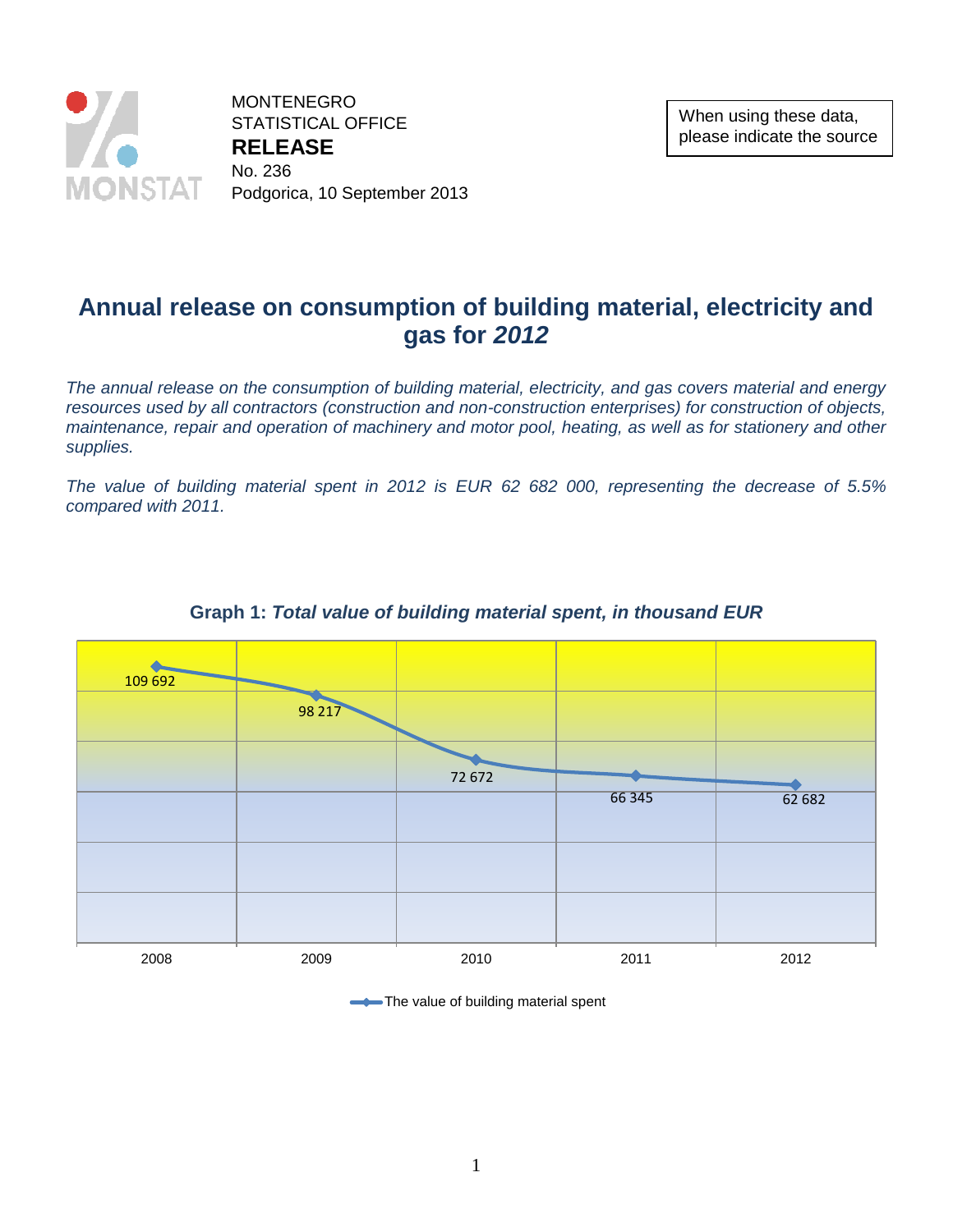MONTENEGRO
STATISTICAL OFFICE
**RELEASE**
No. 236
Podgorica, 10 September 2013

When using these data, please indicate the source

# Annual release on consumption of building material, electricity and gas for *2012*

*The annual release on the consumption of building material, electricity, and gas covers material and energy resources used by all contractors (construction and non-construction enterprises) for construction of objects, maintenance, repair and operation of machinery and motor pool, heating, as well as for stationery and other supplies.*

*The value of building material spent in 2012 is EUR 62 682 000, representing the decrease of 5.5% compared with 2011.*

**Graph 1:** ***Total value of building material spent, in thousand EUR***

| Year | The value of building material spent |
|---|---|
| 2008 | 109 692 |
| 2009 | 98 217 |
| 2010 | 72 672 |
| 2011 | 66 345 |
| 2012 | 62 682 |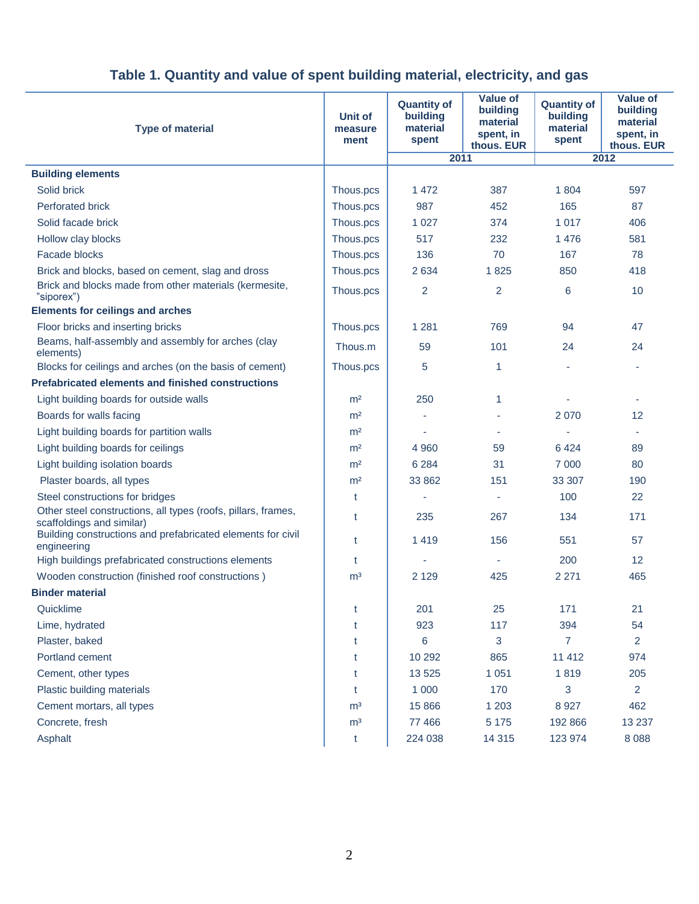## Table 1. Quantity and value of spent building material, electricity, and gas

| Type of material | Unit of measurement | 2011 | | 2012 | |
|---|---|---|---|---|---|
| | | Quantity of building material spent | Value of building material spent, in thous. EUR | Quantity of building material spent | Value of building material spent, in thous. EUR |
| **Building elements** | | | | | |
| Solid brick | Thous.pcs | 1 472 | 387 | 1 804 | 597 |
| Perforated brick | Thous.pcs | 987 | 452 | 165 | 87 |
| Solid facade brick | Thous.pcs | 1 027 | 374 | 1 017 | 406 |
| Hollow clay blocks | Thous.pcs | 517 | 232 | 1 476 | 581 |
| Facade blocks | Thous.pcs | 136 | 70 | 167 | 78 |
| Brick and blocks, based on cement, slag and dross | Thous.pcs | 2 634 | 1 825 | 850 | 418 |
| Brick and blocks made from other materials (kermesite, "siporex") | Thous.pcs | 2 | 2 | 6 | 10 |
| **Elements for ceilings and arches** | | | | | |
| Floor bricks and inserting bricks | Thous.pcs | 1 281 | 769 | 94 | 47 |
| Beams, half-assembly and assembly for arches (clay elements) | Thous.m | 59 | 101 | 24 | 24 |
| Blocks for ceilings and arches (on the basis of cement) | Thous.pcs | 5 | 1 | - | - |
| **Prefabricated elements and finished constructions** | | | | | |
| Light building boards for outside walls | m² | 250 | 1 | - | - |
| Boards for walls facing | m² | - | - | 2 070 | 12 |
| Light building boards for partition walls | m² | - | - | - | - |
| Light building boards for ceilings | m² | 4 960 | 59 | 6 424 | 89 |
| Light building isolation boards | m² | 6 284 | 31 | 7 000 | 80 |
| Plaster boards, all types | m² | 33 862 | 151 | 33 307 | 190 |
| Steel constructions for bridges | t | - | - | 100 | 22 |
| Other steel constructions, all types (roofs, pillars, frames, scaffoldings and similar) | t | 235 | 267 | 134 | 171 |
| Building constructions and prefabricated elements for civil engineering | t | 1 419 | 156 | 551 | 57 |
| High buildings prefabricated constructions elements | t | - | - | 200 | 12 |
| Wooden construction (finished roof constructions ) | m³ | 2 129 | 425 | 2 271 | 465 |
| **Binder material** | | | | | |
| Quicklime | t | 201 | 25 | 171 | 21 |
| Lime, hydrated | t | 923 | 117 | 394 | 54 |
| Plaster, baked | t | 6 | 3 | 7 | 2 |
| Portland cement | t | 10 292 | 865 | 11 412 | 974 |
| Cement, other types | t | 13 525 | 1 051 | 1 819 | 205 |
| Plastic building materials | t | 1 000 | 170 | 3 | 2 |
| Cement mortars, all types | m³ | 15 866 | 1 203 | 8 927 | 462 |
| Concrete, fresh | m³ | 77 466 | 5 175 | 192 866 | 13 237 |
| Asphalt | t | 224 038 | 14 315 | 123 974 | 8 088 |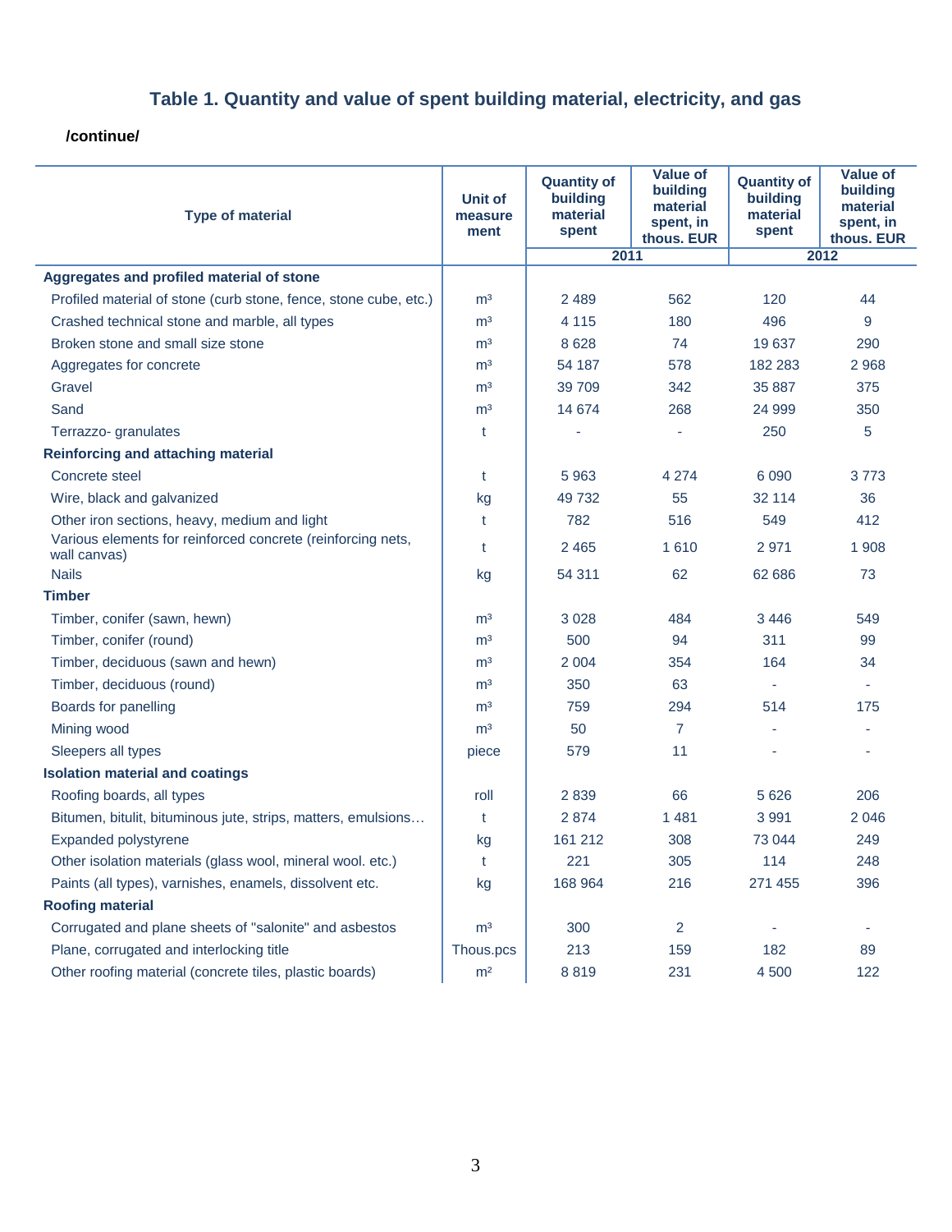### Table 1. Quantity and value of spent building material, electricity, and gas

**/continue/**

| Type of material | Unit of measure ment | Quantity of building material spent | Value of building material spent, in thous. EUR | Quantity of building material spent | Value of building material spent, in thous. EUR |
|---|---|---|---|---|---|
| | | 2011 | | 2012 | |
| **Aggregates and profiled material of stone** | | | | | |
| Profiled material of stone (curb stone, fence, stone cube, etc.) | m³ | 2 489 | 562 | 120 | 44 |
| Crashed technical stone and marble, all types | m³ | 4 115 | 180 | 496 | 9 |
| Broken stone and small size stone | m³ | 8 628 | 74 | 19 637 | 290 |
| Aggregates for concrete | m³ | 54 187 | 578 | 182 283 | 2 968 |
| Gravel | m³ | 39 709 | 342 | 35 887 | 375 |
| Sand | m³ | 14 674 | 268 | 24 999 | 350 |
| Terrazzo- granulates | t | - | - | 250 | 5 |
| **Reinforcing and attaching material** | | | | | |
| Concrete steel | t | 5 963 | 4 274 | 6 090 | 3 773 |
| Wire, black and galvanized | kg | 49 732 | 55 | 32 114 | 36 |
| Other iron sections, heavy, medium and light | t | 782 | 516 | 549 | 412 |
| Various elements for reinforced concrete (reinforcing nets, wall canvas) | t | 2 465 | 1 610 | 2 971 | 1 908 |
| Nails | kg | 54 311 | 62 | 62 686 | 73 |
| **Timber** | | | | | |
| Timber, conifer (sawn, hewn) | m³ | 3 028 | 484 | 3 446 | 549 |
| Timber, conifer (round) | m³ | 500 | 94 | 311 | 99 |
| Timber, deciduous (sawn and hewn) | m³ | 2 004 | 354 | 164 | 34 |
| Timber, deciduous (round) | m³ | 350 | 63 | - | - |
| Boards for panelling | m³ | 759 | 294 | 514 | 175 |
| Mining wood | m³ | 50 | 7 | - | - |
| Sleepers all types | piece | 579 | 11 | - | - |
| **Isolation material and coatings** | | | | | |
| Roofing boards, all types | roll | 2 839 | 66 | 5 626 | 206 |
| Bitumen, bitulit, bituminous jute, strips, matters, emulsions… | t | 2 874 | 1 481 | 3 991 | 2 046 |
| Expanded polystyrene | kg | 161 212 | 308 | 73 044 | 249 |
| Other isolation materials (glass wool, mineral wool. etc.) | t | 221 | 305 | 114 | 248 |
| Paints (all types), varnishes, enamels, dissolvent etc. | kg | 168 964 | 216 | 271 455 | 396 |
| **Roofing material** | | | | | |
| Corrugated and plane sheets of "salonite" and asbestos | m³ | 300 | 2 | - | - |
| Plane, corrugated and interlocking title | Thous.pcs | 213 | 159 | 182 | 89 |
| Other roofing material (concrete tiles, plastic boards) | m² | 8 819 | 231 | 4 500 | 122 |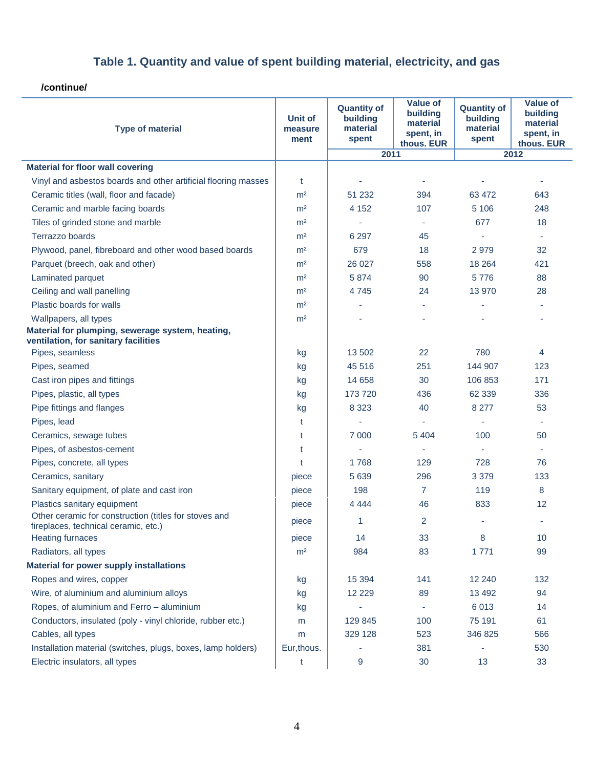## Table 1. Quantity and value of spent building material, electricity, and gas

**/continue/**

| Type of material | Unit of measure ment | Quantity of building material spent | Value of building material spent, in thous. EUR | Quantity of building material spent | Value of building material spent, in thous. EUR |
|---|---|---|---|---|---|
| | | 2011 | | 2012 | |
| **Material for floor wall covering** | | | | | |
| Vinyl and asbestos boards and other artificial flooring masses | t | - | - | - | - |
| Ceramic titles (wall, floor and facade) | m² | 51 232 | 394 | 63 472 | 643 |
| Ceramic and marble facing boards | m² | 4 152 | 107 | 5 106 | 248 |
| Tiles of grinded stone and marble | m² | - | - | 677 | 18 |
| Terrazzo boards | m² | 6 297 | 45 | - | - |
| Plywood, panel, fibreboard and other wood based boards | m² | 679 | 18 | 2 979 | 32 |
| Parquet (breech, oak and other) | m² | 26 027 | 558 | 18 264 | 421 |
| Laminated parquet | m² | 5 874 | 90 | 5 776 | 88 |
| Ceiling and wall panelling | m² | 4 745 | 24 | 13 970 | 28 |
| Plastic boards for walls | m² | - | - | - | - |
| Wallpapers, all types | m² | - | - | - | - |
| **Material for plumping, sewerage system, heating, ventilation, for sanitary facilities** | | | | | |
| Pipes, seamless | kg | 13 502 | 22 | 780 | 4 |
| Pipes, seamed | kg | 45 516 | 251 | 144 907 | 123 |
| Cast iron pipes and fittings | kg | 14 658 | 30 | 106 853 | 171 |
| Pipes, plastic, all types | kg | 173 720 | 436 | 62 339 | 336 |
| Pipe fittings and flanges | kg | 8 323 | 40 | 8 277 | 53 |
| Pipes, lead | t | - | - | - | - |
| Ceramics, sewage tubes | t | 7 000 | 5 404 | 100 | 50 |
| Pipes, of asbestos-cement | t | - | - | - | - |
| Pipes, concrete, all types | t | 1 768 | 129 | 728 | 76 |
| Ceramics, sanitary | piece | 5 639 | 296 | 3 379 | 133 |
| Sanitary equipment, of plate and cast iron | piece | 198 | 7 | 119 | 8 |
| Plastics sanitary equipment | piece | 4 444 | 46 | 833 | 12 |
| Other ceramic for construction (titles for stoves and fireplaces, technical ceramic, etc.) | piece | 1 | 2 | - | - |
| Heating furnaces | piece | 14 | 33 | 8 | 10 |
| Radiators, all types | m² | 984 | 83 | 1 771 | 99 |
| **Material for power supply installations** | | | | | |
| Ropes and wires, copper | kg | 15 394 | 141 | 12 240 | 132 |
| Wire, of aluminium and aluminium alloys | kg | 12 229 | 89 | 13 492 | 94 |
| Ropes, of aluminium and Ferro – aluminium | kg | - | - | 6 013 | 14 |
| Conductors, insulated (poly - vinyl chloride, rubber etc.) | m | 129 845 | 100 | 75 191 | 61 |
| Cables, all types | m | 329 128 | 523 | 346 825 | 566 |
| Installation material (switches, plugs, boxes, lamp holders) | Eur,thous. | - | 381 | - | 530 |
| Electric insulators, all types | t | 9 | 30 | 13 | 33 |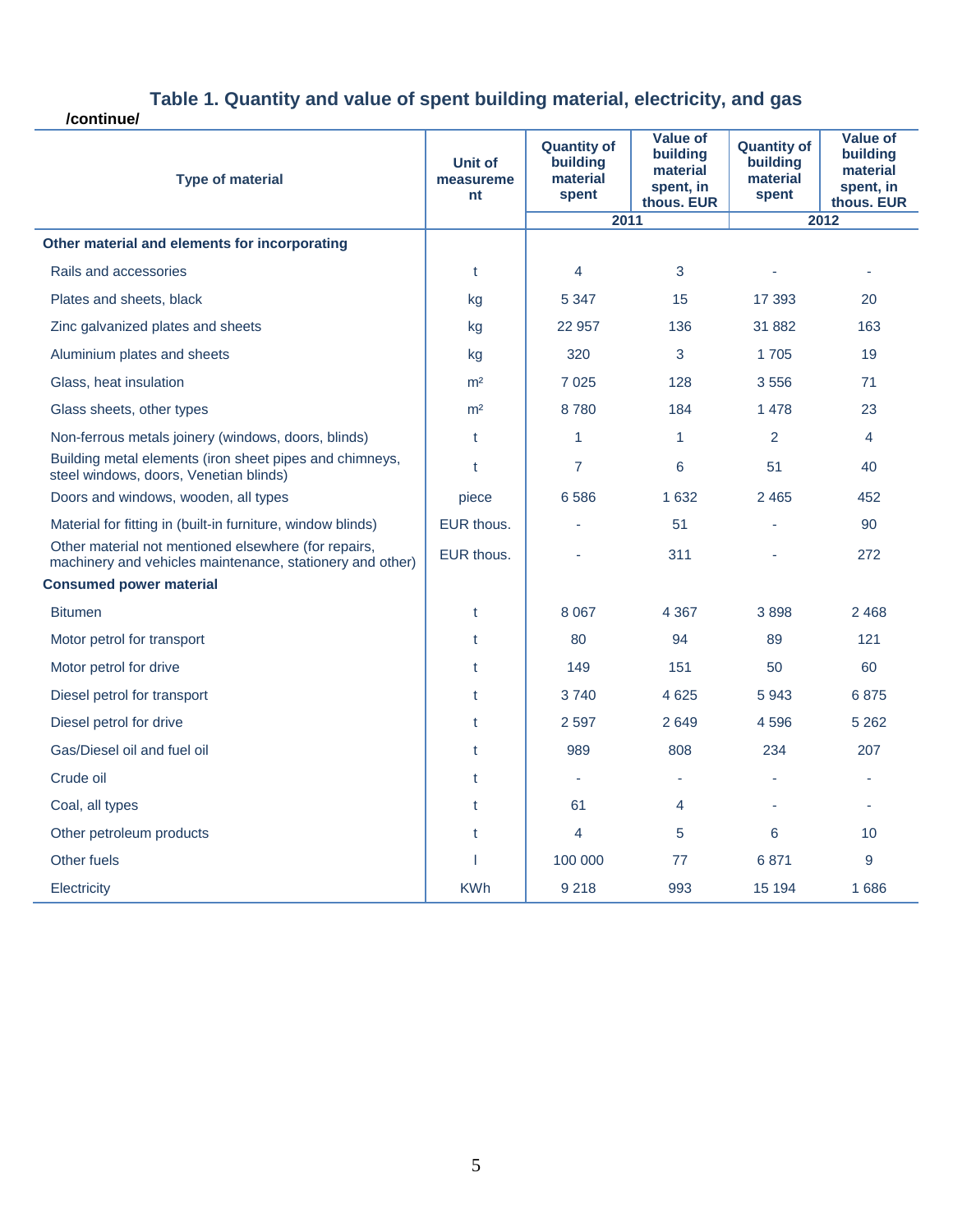## Table 1. Quantity and value of spent building material, electricity, and gas

**/continue/**

| Type of material | Unit of measurement | Quantity of building material spent | Value of building material spent, in thous. EUR | Quantity of building material spent | Value of building material spent, in thous. EUR |
|---|---|---|---|---|---|
| | | 2011 | | 2012 | |
| **Other material and elements for incorporating** | | | | | |
| Rails and accessories | t | 4 | 3 | - | - |
| Plates and sheets, black | kg | 5 347 | 15 | 17 393 | 20 |
| Zinc galvanized plates and sheets | kg | 22 957 | 136 | 31 882 | 163 |
| Aluminium plates and sheets | kg | 320 | 3 | 1 705 | 19 |
| Glass, heat insulation | m² | 7 025 | 128 | 3 556 | 71 |
| Glass sheets, other types | m² | 8 780 | 184 | 1 478 | 23 |
| Non-ferrous metals joinery (windows, doors, blinds) | t | 1 | 1 | 2 | 4 |
| Building metal elements (iron sheet pipes and chimneys, steel windows, doors, Venetian blinds) | t | 7 | 6 | 51 | 40 |
| Doors and windows, wooden, all types | piece | 6 586 | 1 632 | 2 465 | 452 |
| Material for fitting in (built-in furniture, window blinds) | EUR thous. | - | 51 | - | 90 |
| Other material not mentioned elsewhere (for repairs, machinery and vehicles maintenance, stationery and other) | EUR thous. | - | 311 | - | 272 |
| **Consumed power material** | | | | | |
| Bitumen | t | 8 067 | 4 367 | 3 898 | 2 468 |
| Motor petrol for transport | t | 80 | 94 | 89 | 121 |
| Motor petrol for drive | t | 149 | 151 | 50 | 60 |
| Diesel petrol for transport | t | 3 740 | 4 625 | 5 943 | 6 875 |
| Diesel petrol for drive | t | 2 597 | 2 649 | 4 596 | 5 262 |
| Gas/Diesel oil and fuel oil | t | 989 | 808 | 234 | 207 |
| Crude oil | t | - | - | - | - |
| Coal, all types | t | 61 | 4 | - | - |
| Other petroleum products | t | 4 | 5 | 6 | 10 |
| Other fuels | l | 100 000 | 77 | 6 871 | 9 |
| Electricity | KWh | 9 218 | 993 | 15 194 | 1 686 |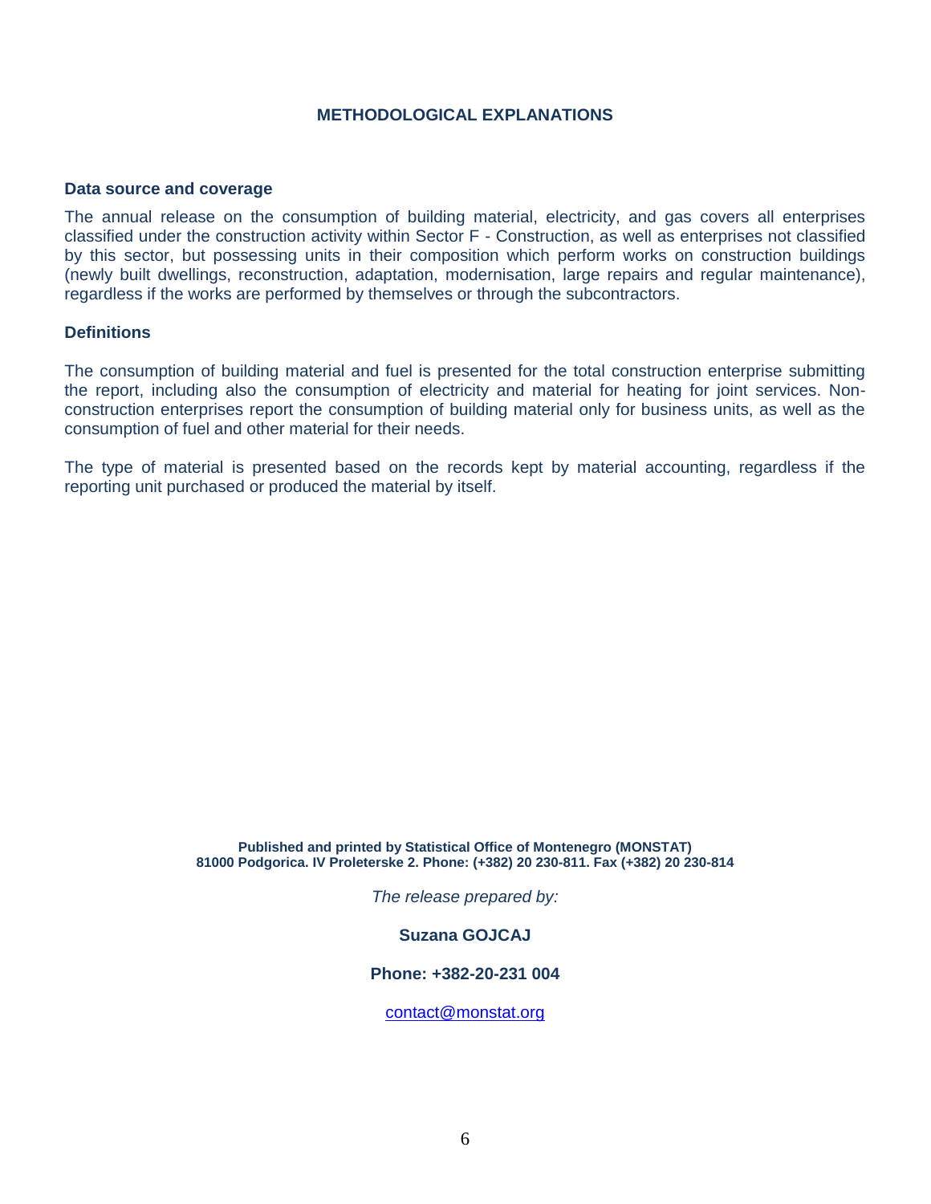## METHODOLOGICAL EXPLANATIONS

### Data source and coverage

The annual release on the consumption of building material, electricity, and gas covers all enterprises classified under the construction activity within Sector F - Construction, as well as enterprises not classified by this sector, but possessing units in their composition which perform works on construction buildings (newly built dwellings, reconstruction, adaptation, modernisation, large repairs and regular maintenance), regardless if the works are performed by themselves or through the subcontractors.

### Definitions

The consumption of building material and fuel is presented for the total construction enterprise submitting the report, including also the consumption of electricity and material for heating for joint services. Non-construction enterprises report the consumption of building material only for business units, as well as the consumption of fuel and other material for their needs.

The type of material is presented based on the records kept by material accounting, regardless if the reporting unit purchased or produced the material by itself.

**Published and printed by Statistical Office of Montenegro (MONSTAT)**
**81000 Podgorica. IV Proleterske 2. Phone: (+382) 20 230-811. Fax (+382) 20 230-814**

*The release prepared by:*

**Suzana GOJCAJ**

**Phone: +382-20-231 004**

contact@monstat.org